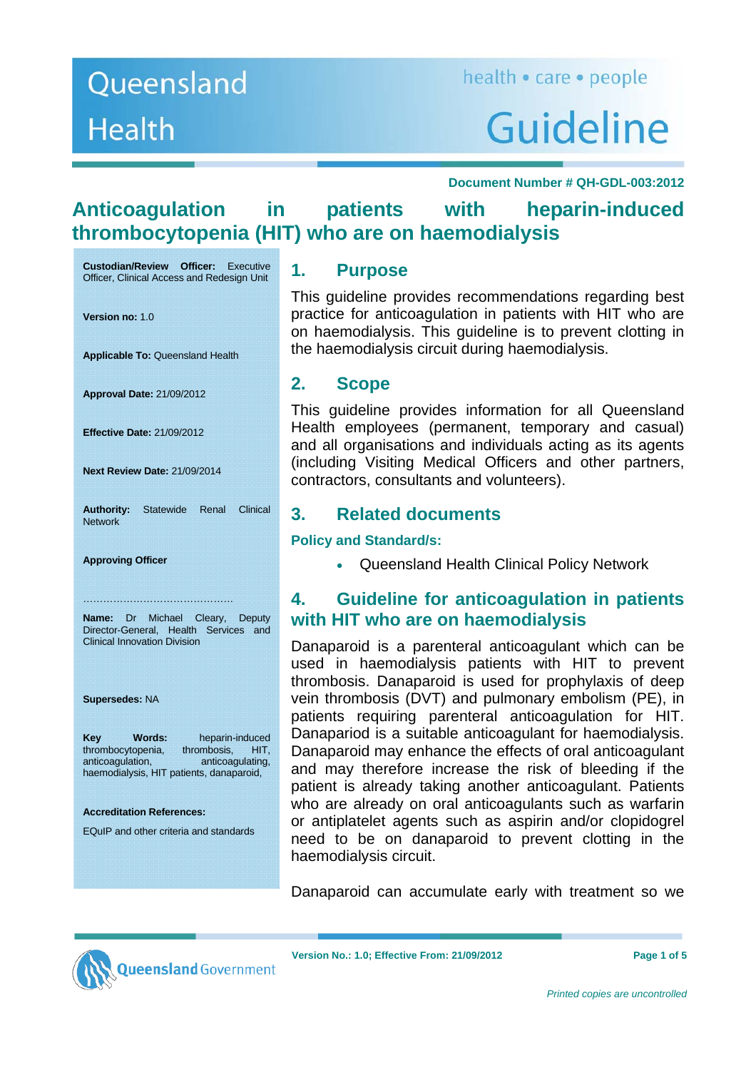Queensland Health

health • care • people

Guideline

Document Number # QH-GDL-003:2012

# Anticoagulation in patients with heparin-induced thrombocytopenia (HIT) who are on haemodialysis

**Custodian/Review Officer:** Executive Officer, Clinical Access and Redesign Unit

**Version no:** 1.0

**Applicable To:** Queensland Health

**Approval Date:** 21/09/2012

**Effective Date:** 21/09/2012

**Next Review Date:** 21/09/2014

**Authority:** Statewide Renal Clinical Network

**Approving Officer**

……………………………………

**Name:** Dr Michael Cleary, Deputy Director-General, Health Services and Clinical Innovation Division

**Supersedes:** NA

**Key Words:** heparin-induced thrombocytopenia, thrombosis, HIT, anticoagulation, anticoagulating, haemodialysis, HIT patients, danaparoid,

**Accreditation References:**

EQuIP and other criteria and standards

## 1. Purpose

This guideline provides recommendations regarding best practice for anticoagulation in patients with HIT who are on haemodialysis. This guideline is to prevent clotting in the haemodialysis circuit during haemodialysis.

## 2. Scope

This guideline provides information for all Queensland Health employees (permanent, temporary and casual) and all organisations and individuals acting as its agents (including Visiting Medical Officers and other partners, contractors, consultants and volunteers).

## 3. Related documents

### Policy and Standard/s:

- Queensland Health Clinical Policy Network

## 4. Guideline for anticoagulation in patients with HIT who are on haemodialysis

Danaparoid is a parenteral anticoagulant which can be used in haemodialysis patients with HIT to prevent thrombosis. Danaparoid is used for prophylaxis of deep vein thrombosis (DVT) and pulmonary embolism (PE), in patients requiring parenteral anticoagulation for HIT. Danapariod is a suitable anticoagulant for haemodialysis. Danaparoid may enhance the effects of oral anticoagulant and may therefore increase the risk of bleeding if the patient is already taking another anticoagulant. Patients who are already on oral anticoagulants such as warfarin or antiplatelet agents such as aspirin and/or clopidogrel need to be on danaparoid to prevent clotting in the haemodialysis circuit.

Danaparoid can accumulate early with treatment so we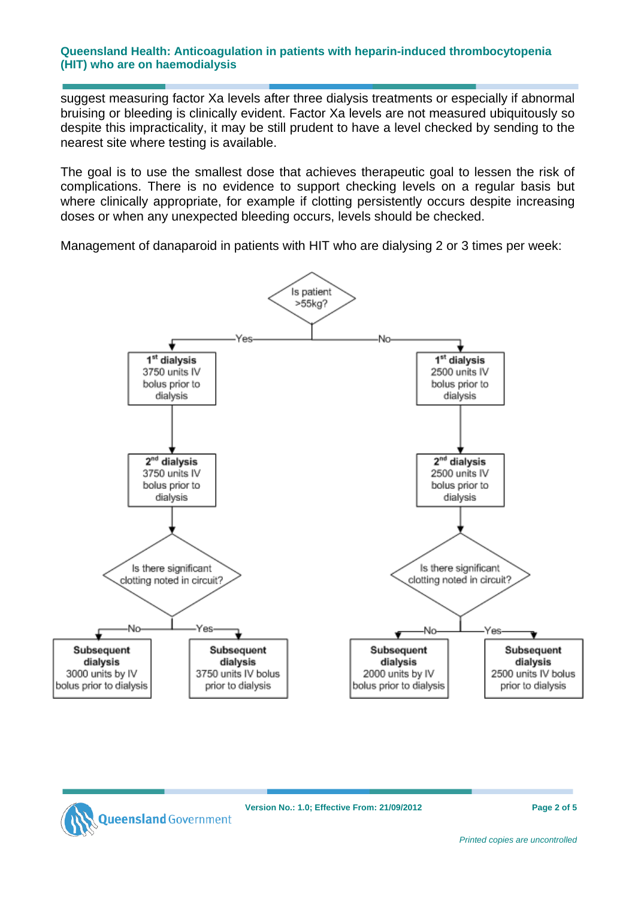suggest measuring factor Xa levels after three dialysis treatments or especially if abnormal bruising or bleeding is clinically evident. Factor Xa levels are not measured ubiquitously so despite this impracticality, it may be still prudent to have a level checked by sending to the nearest site where testing is available.

The goal is to use the smallest dose that achieves therapeutic goal to lessen the risk of complications. There is no evidence to support checking levels on a regular basis but where clinically appropriate, for example if clotting persistently occurs despite increasing doses or when any unexpected bleeding occurs, levels should be checked.

Management of danaparoid in patients with HIT who are dialysing 2 or 3 times per week:

**Is patient >55kg?**

- **Yes**
  - **1st dialysis** 3750 units IV bolus prior to dialysis
  - **2nd dialysis** 3750 units IV bolus prior to dialysis
  - **Is there significant clotting noted in circuit?**
    - **No** → **Subsequent dialysis** 3000 units by IV bolus prior to dialysis
    - **Yes** → **Subsequent dialysis** 3750 units IV bolus prior to dialysis
- **No**
  - **1st dialysis** 2500 units IV bolus prior to dialysis
  - **2nd dialysis** 2500 units IV bolus prior to dialysis
  - **Is there significant clotting noted in circuit?**
    - **No** → **Subsequent dialysis** 2000 units by IV bolus prior to dialysis
    - **Yes** → **Subsequent dialysis** 2500 units IV bolus prior to dialysis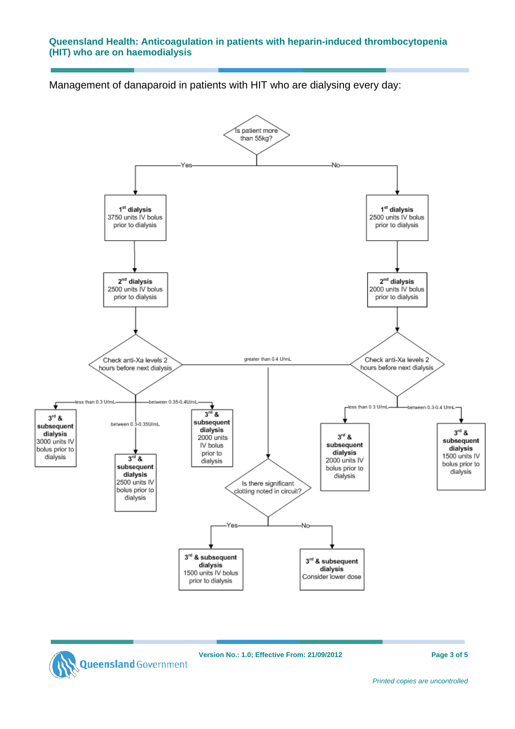Management of danaparoid in patients with HIT who are dialysing every day:

**Is patient more than 55kg?**

- **Yes**
  - **1st dialysis**: 3750 units IV bolus prior to dialysis
  - **2nd dialysis**: 2500 units IV bolus prior to dialysis
  - **Check anti-Xa levels 2 hours before next dialysis**
    - less than 0.3 U/mL → **3rd & subsequent dialysis**: 3000 units IV bolus prior to dialysis
    - between 0.3-0.35U/mL → **3rd & subsequent dialysis**: 2500 units IV bolus prior to dialysis
    - between 0.35-0.4U/mL → **3rd & subsequent dialysis**: 2000 units IV bolus prior to dialysis
    - greater than 0.4 U/mL → **Is there significant clotting noted in circuit?**
      - Yes → **3rd & subsequent dialysis**: 1500 units IV bolus prior to dialysis
      - No → **3rd & subsequent dialysis**: Consider lower dose
- **No**
  - **1st dialysis**: 2500 units IV bolus prior to dialysis
  - **2nd dialysis**: 2000 units IV bolus prior to dialysis
  - **Check anti-Xa levels 2 hours before next dialysis**
    - less than 0.3 U/mL → **3rd & subsequent dialysis**: 2000 units IV bolus prior to dialysis
    - between 0.3-0.4 U/mL → **3rd & subsequent dialysis**: 1500 units IV bolus prior to dialysis
    - greater than 0.4 U/mL → **Is there significant clotting noted in circuit?**
      - Yes → **3rd & subsequent dialysis**: 1500 units IV bolus prior to dialysis
      - No → **3rd & subsequent dialysis**: Consider lower dose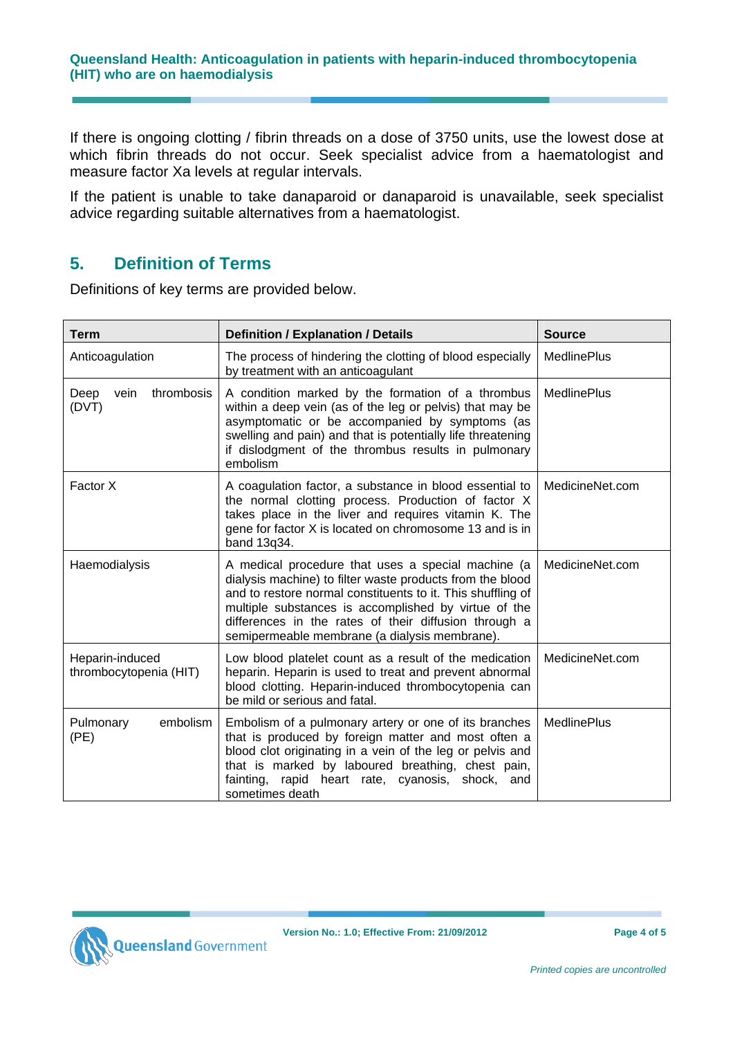If there is ongoing clotting / fibrin threads on a dose of 3750 units, use the lowest dose at which fibrin threads do not occur. Seek specialist advice from a haematologist and measure factor Xa levels at regular intervals.

If the patient is unable to take danaparoid or danaparoid is unavailable, seek specialist advice regarding suitable alternatives from a haematologist.

## 5. Definition of Terms

Definitions of key terms are provided below.

| Term | Definition / Explanation / Details | Source |
|---|---|---|
| Anticoagulation | The process of hindering the clotting of blood especially by treatment with an anticoagulant | MedlinePlus |
| Deep vein thrombosis (DVT) | A condition marked by the formation of a thrombus within a deep vein (as of the leg or pelvis) that may be asymptomatic or be accompanied by symptoms (as swelling and pain) and that is potentially life threatening if dislodgment of the thrombus results in pulmonary embolism | MedlinePlus |
| Factor X | A coagulation factor, a substance in blood essential to the normal clotting process. Production of factor X takes place in the liver and requires vitamin K. The gene for factor X is located on chromosome 13 and is in band 13q34. | MedicineNet.com |
| Haemodialysis | A medical procedure that uses a special machine (a dialysis machine) to filter waste products from the blood and to restore normal constituents to it. This shuffling of multiple substances is accomplished by virtue of the differences in the rates of their diffusion through a semipermeable membrane (a dialysis membrane). | MedicineNet.com |
| Heparin-induced thrombocytopenia (HIT) | Low blood platelet count as a result of the medication heparin. Heparin is used to treat and prevent abnormal blood clotting. Heparin-induced thrombocytopenia can be mild or serious and fatal. | MedicineNet.com |
| Pulmonary embolism (PE) | Embolism of a pulmonary artery or one of its branches that is produced by foreign matter and most often a blood clot originating in a vein of the leg or pelvis and that is marked by laboured breathing, chest pain, fainting, rapid heart rate, cyanosis, shock, and sometimes death | MedlinePlus |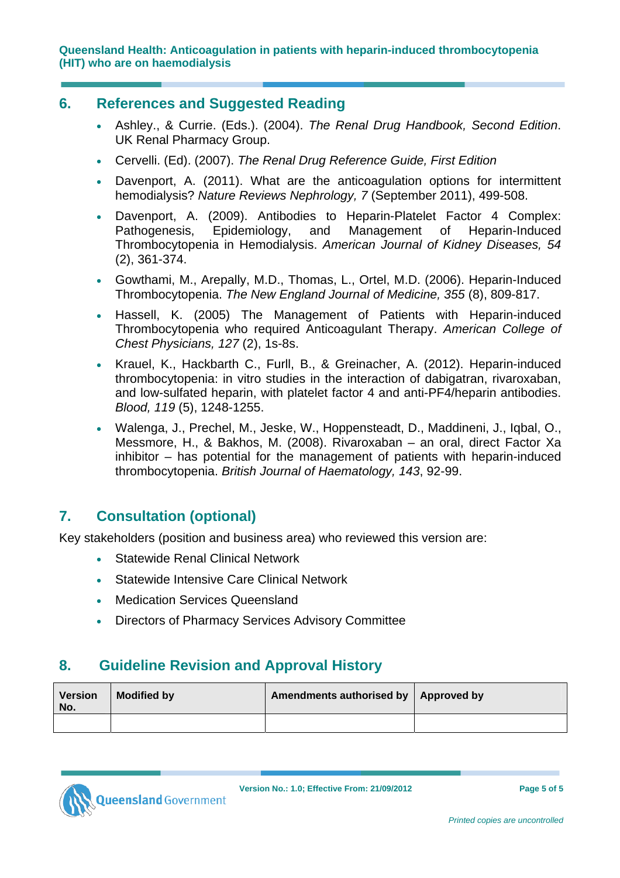## 6. References and Suggested Reading

- Ashley., & Currie. (Eds.). (2004). *The Renal Drug Handbook, Second Edition*. UK Renal Pharmacy Group.
- Cervelli. (Ed). (2007). *The Renal Drug Reference Guide, First Edition*
- Davenport, A. (2011). What are the anticoagulation options for intermittent hemodialysis? *Nature Reviews Nephrology, 7* (September 2011), 499-508.
- Davenport, A. (2009). Antibodies to Heparin-Platelet Factor 4 Complex: Pathogenesis, Epidemiology, and Management of Heparin-Induced Thrombocytopenia in Hemodialysis. *American Journal of Kidney Diseases, 54* (2), 361-374.
- Gowthami, M., Arepally, M.D., Thomas, L., Ortel, M.D. (2006). Heparin-Induced Thrombocytopenia. *The New England Journal of Medicine, 355* (8), 809-817.
- Hassell, K. (2005) The Management of Patients with Heparin-induced Thrombocytopenia who required Anticoagulant Therapy. *American College of Chest Physicians, 127* (2), 1s-8s.
- Krauel, K., Hackbarth C., Furll, B., & Greinacher, A. (2012). Heparin-induced thrombocytopenia: in vitro studies in the interaction of dabigatran, rivaroxaban, and low-sulfated heparin, with platelet factor 4 and anti-PF4/heparin antibodies. *Blood, 119* (5), 1248-1255.
- Walenga, J., Prechel, M., Jeske, W., Hoppensteadt, D., Maddineni, J., Iqbal, O., Messmore, H., & Bakhos, M. (2008). Rivaroxaban – an oral, direct Factor Xa inhibitor – has potential for the management of patients with heparin-induced thrombocytopenia. *British Journal of Haematology, 143*, 92-99.

## 7. Consultation (optional)

Key stakeholders (position and business area) who reviewed this version are:

- Statewide Renal Clinical Network
- Statewide Intensive Care Clinical Network
- Medication Services Queensland
- Directors of Pharmacy Services Advisory Committee

## 8. Guideline Revision and Approval History

| Version No. | Modified by | Amendments authorised by | Approved by |
|---|---|---|---|
| | | | |

Version No.: 1.0; Effective From: 21/09/2012

*Printed copies are uncontrolled*